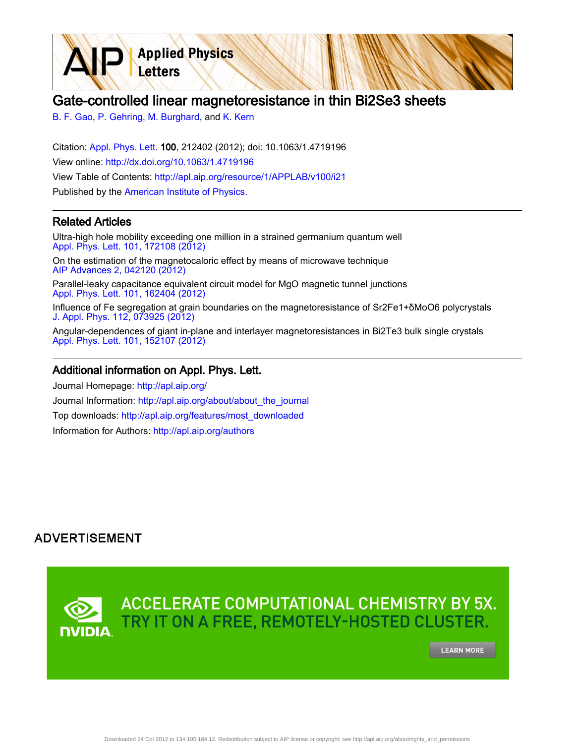# Gate-controlled linear magnetoresistance in thin Bi2Se3 sheets

B. F. Gao, P. Gehring, M. Burghard, and K. Kern

Citation: Appl. Phys. Lett. **100**, 212402 (2012); doi: 10.1063/1.4719196

View online: http://dx.doi.org/10.1063/1.4719196

View Table of Contents: http://apl.aip.org/resource/1/APPLAB/v100/i21

Published by the American Institute of Physics.

## Related Articles

Ultra-high hole mobility exceeding one million in a strained germanium quantum well
Appl. Phys. Lett. 101, 172108 (2012)

On the estimation of the magnetocaloric effect by means of microwave technique
AIP Advances 2, 042120 (2012)

Parallel-leaky capacitance equivalent circuit model for MgO magnetic tunnel junctions
Appl. Phys. Lett. 101, 162404 (2012)

Influence of Fe segregation at grain boundaries on the magnetoresistance of Sr2Fe1+δMoO6 polycrystals
J. Appl. Phys. 112, 073925 (2012)

Angular-dependences of giant in-plane and interlayer magnetoresistances in Bi2Te3 bulk single crystals
Appl. Phys. Lett. 101, 152107 (2012)

## Additional information on Appl. Phys. Lett.

Journal Homepage: http://apl.aip.org/

Journal Information: http://apl.aip.org/about/about_the_journal

Top downloads: http://apl.aip.org/features/most_downloaded

Information for Authors: http://apl.aip.org/authors

ADVERTISEMENT

ACCELERATE COMPUTATIONAL CHEMISTRY BY 5X.
TRY IT ON A FREE, REMOTELY-HOSTED CLUSTER.

LEARN MORE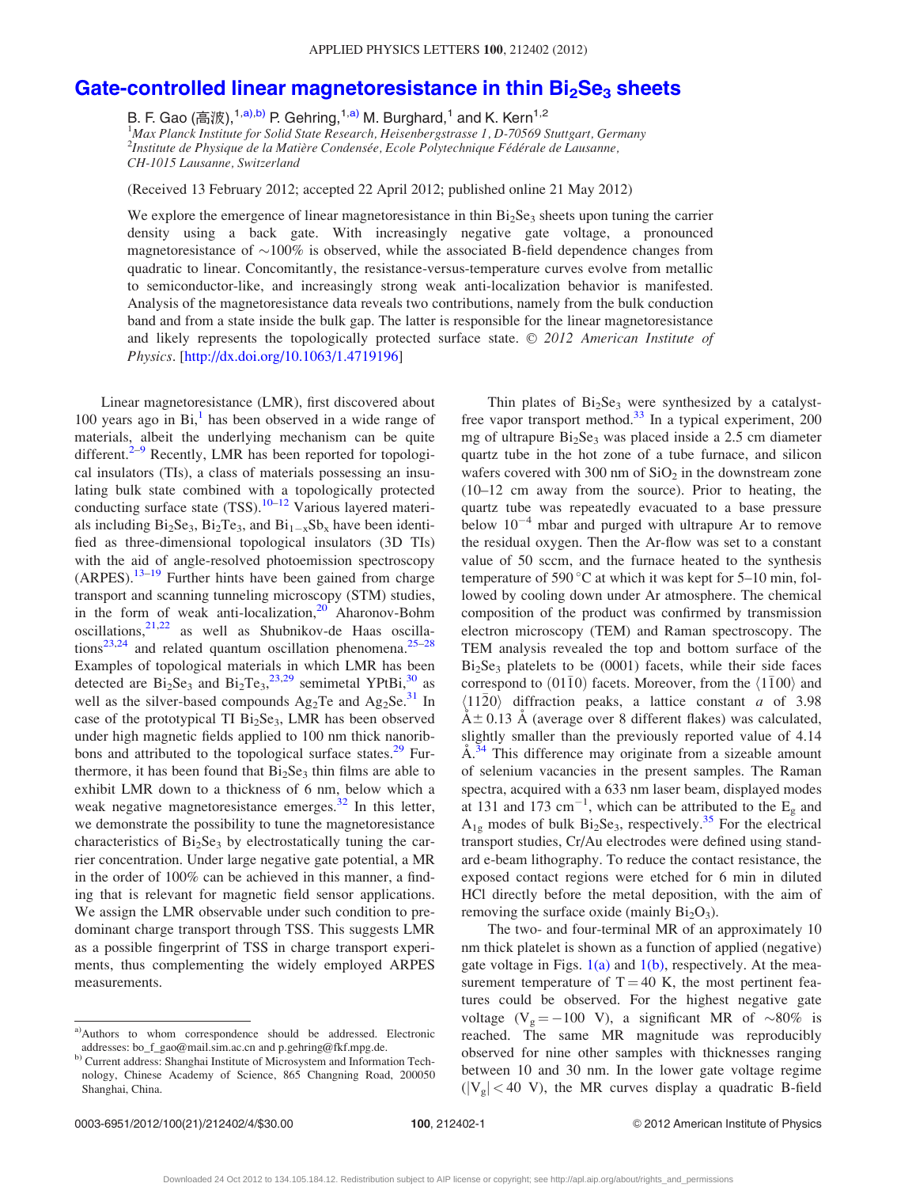# Gate-controlled linear magnetoresistance in thin $Bi_2Se_3$ sheets

B. F. Gao (高波),[1,a),b)] P. Gehring,[1,a)] M. Burghard,[1] and K. Kern[1,2]

[1] *Max Planck Institute for Solid State Research, Heisenbergstrasse 1, D-70569 Stuttgart, Germany*
[2] *Institute de Physique de la Matière Condensée, Ecole Polytechnique Fédérale de Lausanne, CH-1015 Lausanne, Switzerland*

(Received 13 February 2012; accepted 22 April 2012; published online 21 May 2012)

We explore the emergence of linear magnetoresistance in thin $Bi_2Se_3$ sheets upon tuning the carrier density using a back gate. With increasingly negative gate voltage, a pronounced magnetoresistance of ~100% is observed, while the associated B-field dependence changes from quadratic to linear. Concomitantly, the resistance-versus-temperature curves evolve from metallic to semiconductor-like, and increasingly strong weak anti-localization behavior is manifested. Analysis of the magnetoresistance data reveals two contributions, namely from the bulk conduction band and from a state inside the bulk gap. The latter is responsible for the linear magnetoresistance and likely represents the topologically protected surface state. © *2012 American Institute of Physics*. [http://dx.doi.org/10.1063/1.4719196]

Linear magnetoresistance (LMR), first discovered about 100 years ago in Bi,[1] has been observed in a wide range of materials, albeit the underlying mechanism can be quite different.[2–9] Recently, LMR has been reported for topological insulators (TIs), a class of materials possessing an insulating bulk state combined with a topologically protected conducting surface state (TSS).[10–12] Various layered materials including $Bi_2Se_3$, $Bi_2Te_3$, and $Bi_{1-x}Sb_x$ have been identified as three-dimensional topological insulators (3D TIs) with the aid of angle-resolved photoemission spectroscopy (ARPES).[13–19] Further hints have been gained from charge transport and scanning tunneling microscopy (STM) studies, in the form of weak anti-localization,[20] Aharonov-Bohm oscillations,[21,22] as well as Shubnikov-de Haas oscillations[23,24] and related quantum oscillation phenomena.[25–28] Examples of topological materials in which LMR has been detected are $Bi_2Se_3$ and $Bi_2Te_3$,[23,29] semimetal YPtBi,[30] as well as the silver-based compounds $Ag_2Te$ and $Ag_2Se$.[31] In case of the prototypical TI $Bi_2Se_3$, LMR has been observed under high magnetic fields applied to 100 nm thick nanoribbons and attributed to the topological surface states.[29] Furthermore, it has been found that $Bi_2Se_3$ thin films are able to exhibit LMR down to a thickness of 6 nm, below which a weak negative magnetoresistance emerges.[32] In this letter, we demonstrate the possibility to tune the magnetoresistance characteristics of $Bi_2Se_3$ by electrostatically tuning the carrier concentration. Under large negative gate potential, a MR in the order of 100% can be achieved in this manner, a finding that is relevant for magnetic field sensor applications. We assign the LMR observable under such condition to predominant charge transport through TSS. This suggests LMR as a possible fingerprint of TSS in charge transport experiments, thus complementing the widely employed ARPES measurements.

Thin plates of $Bi_2Se_3$ were synthesized by a catalyst-free vapor transport method.[33] In a typical experiment, 200 mg of ultrapure $Bi_2Se_3$ was placed inside a 2.5 cm diameter quartz tube in the hot zone of a tube furnace, and silicon wafers covered with 300 nm of $SiO_2$ in the downstream zone (10–12 cm away from the source). Prior to heating, the quartz tube was repeatedly evacuated to a base pressure below $10^{-4}$ mbar and purged with ultrapure Ar to remove the residual oxygen. Then the Ar-flow was set to a constant value of 50 sccm, and the furnace heated to the synthesis temperature of 590 °C at which it was kept for 5–10 min, followed by cooling down under Ar atmosphere. The chemical composition of the product was confirmed by transmission electron microscopy (TEM) and Raman spectroscopy. The TEM analysis revealed the top and bottom surface of the $Bi_2Se_3$ platelets to be (0001) facets, while their side faces correspond to $\langle 01\bar{1}0\rangle$ facets. Moreover, from the $\langle 1\bar{1}00\rangle$ and $\langle 11\bar{2}0\rangle$ diffraction peaks, a lattice constant $a$ of 3.98 Å ± 0.13 Å (average over 8 different flakes) was calculated, slightly smaller than the previously reported value of 4.14 Å.[34] This difference may originate from a sizeable amount of selenium vacancies in the present samples. The Raman spectra, acquired with a 633 nm laser beam, displayed modes at 131 and 173 $cm^{-1}$, which can be attributed to the $E_g$ and $A_{1g}$ modes of bulk $Bi_2Se_3$, respectively.[35] For the electrical transport studies, Cr/Au electrodes were defined using standard e-beam lithography. To reduce the contact resistance, the exposed contact regions were etched for 6 min in diluted HCl directly before the metal deposition, with the aim of removing the surface oxide (mainly $Bi_2O_3$).

The two- and four-terminal MR of an approximately 10 nm thick platelet is shown as a function of applied (negative) gate voltage in Figs. 1(a) and 1(b), respectively. At the measurement temperature of T = 40 K, the most pertinent features could be observed. For the highest negative gate voltage ($V_g = -100$ V), a significant MR of ~80% is reached. The same MR magnitude was reproducibly observed for nine other samples with thicknesses ranging between 10 and 30 nm. In the lower gate voltage regime ($|V_g| < 40$ V), the MR curves display a quadratic B-field

---

a) Authors to whom correspondence should be addressed. Electronic addresses: bo_f_gao@mail.sim.ac.cn and p.gehring@fkf.mpg.de.

b) Current address: Shanghai Institute of Microsystem and Information Technology, Chinese Academy of Science, 865 Changning Road, 200050 Shanghai, China.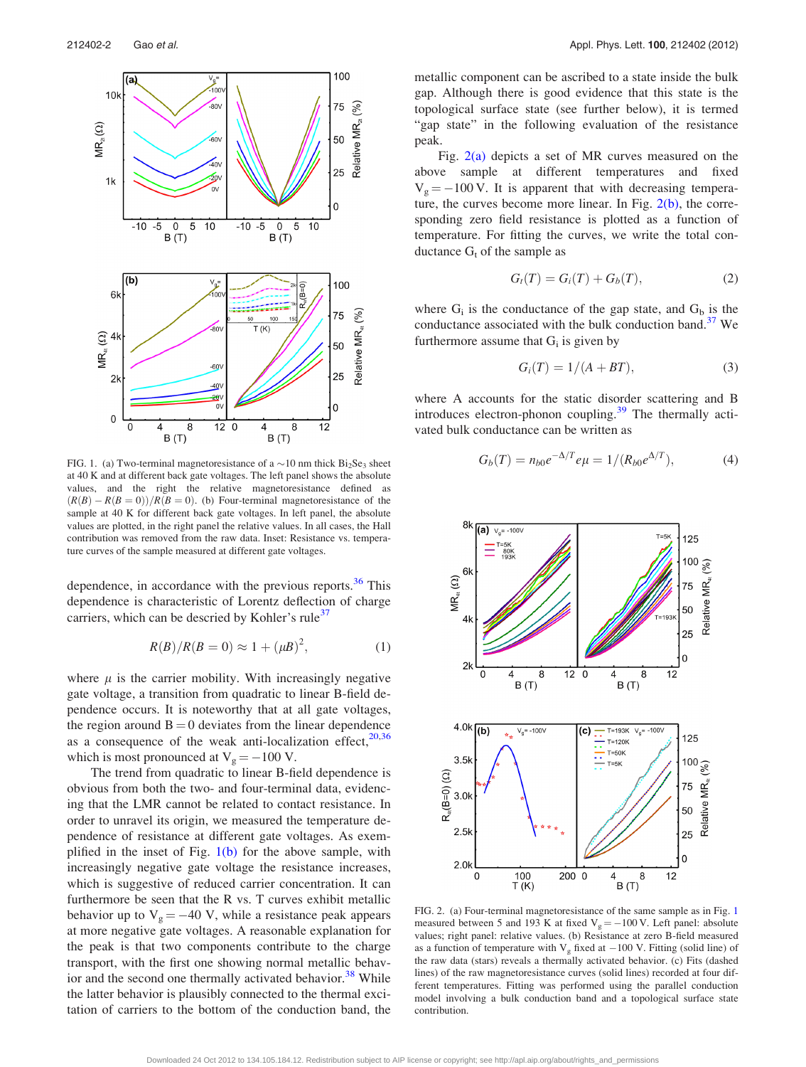FIG. 1. (a) Two-terminal magnetoresistance of a ∼10 nm thick $Bi_2Se_3$ sheet at 40 K and at different back gate voltages. The left panel shows the absolute values, and the right the relative magnetoresistance defined as $(R(B) - R(B=0))/R(B=0)$. (b) Four-terminal magnetoresistance of the sample at 40 K for different back gate voltages. In left panel, the absolute values are plotted, in the right panel the relative values. In all cases, the Hall contribution was removed from the raw data. Inset: Resistance vs. temperature curves of the sample measured at different gate voltages.

dependence, in accordance with the previous reports.[36] This dependence is characteristic of Lorentz deflection of charge carriers, which can be descried by Kohler's rule[37]

$$R(B)/R(B=0) \approx 1 + (\mu B)^2, \tag{1}$$

where $\mu$ is the carrier mobility. With increasingly negative gate voltage, a transition from quadratic to linear B-field dependence occurs. It is noteworthy that at all gate voltages, the region around $B = 0$ deviates from the linear dependence as a consequence of the weak anti-localization effect,[20,36] which is most pronounced at $V_g = -100$ V.

The trend from quadratic to linear B-field dependence is obvious from both the two- and four-terminal data, evidencing that the LMR cannot be related to contact resistance. In order to unravel its origin, we measured the temperature dependence of resistance at different gate voltages. As exemplified in the inset of Fig. 1(b) for the above sample, with increasingly negative gate voltage the resistance increases, which is suggestive of reduced carrier concentration. It can furthermore be seen that the R vs. T curves exhibit metallic behavior up to $V_g = -40$ V, while a resistance peak appears at more negative gate voltages. A reasonable explanation for the peak is that two components contribute to the charge transport, with the first one showing normal metallic behavior and the second one thermally activated behavior.[38] While the latter behavior is plausibly connected to the thermal excitation of carriers to the bottom of the conduction band, the metallic component can be ascribed to a state inside the bulk gap. Although there is good evidence that this state is the topological surface state (see further below), it is termed "gap state" in the following evaluation of the resistance peak.

Fig. 2(a) depicts a set of MR curves measured on the above sample at different temperatures and fixed $V_g = -100$ V. It is apparent that with decreasing temperature, the curves become more linear. In Fig. 2(b), the corresponding zero field resistance is plotted as a function of temperature. For fitting the curves, we write the total conductance $G_t$ of the sample as

$$G_t(T) = G_i(T) + G_b(T), \tag{2}$$

where $G_i$ is the conductance of the gap state, and $G_b$ is the conductance associated with the bulk conduction band.[37] We furthermore assume that $G_i$ is given by

$$G_i(T) = 1/(A + BT), \tag{3}$$

where A accounts for the static disorder scattering and B introduces electron-phonon coupling.[39] The thermally activated bulk conductance can be written as

$$G_b(T) = n_{b0}e^{-\Delta/T}e\mu = 1/(R_{b0}e^{\Delta/T}), \tag{4}$$

FIG. 2. (a) Four-terminal magnetoresistance of the same sample as in Fig. 1 measured between 5 and 193 K at fixed $V_g = -100$ V. Left panel: absolute values; right panel: relative values. (b) Resistance at zero B-field measured as a function of temperature with $V_g$ fixed at $-100$ V. Fitting (solid line) of the raw data (stars) reveals a thermally activated behavior. (c) Fits (dashed lines) of the raw magnetoresistance curves (solid lines) recorded at four different temperatures. Fitting was performed using the parallel conduction model involving a bulk conduction band and a topological surface state contribution.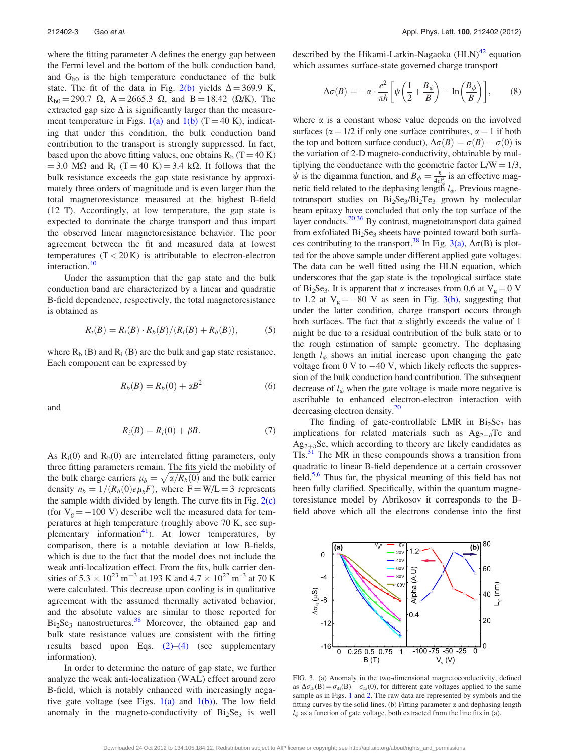where the fitting parameter $\Delta$ defines the energy gap between the Fermi level and the bottom of the bulk conduction band, and $G_{b0}$ is the high temperature conductance of the bulk state. The fit of the data in Fig. 2(b) yields $\Delta = 369.9$ K, $R_{b0} = 290.7\ \Omega$, $A = 2665.3\ \Omega$, and $B = 18.42$ ($\Omega$/K). The extracted gap size $\Delta$ is significantly larger than the measurement temperature in Figs. 1(a) and 1(b) (T = 40 K), indicating that under this condition, the bulk conduction band contribution to the transport is strongly suppressed. In fact, based upon the above fitting values, one obtains $R_b$ (T = 40 K) = 3.0 M$\Omega$ and $R_i$ (T = 40 K) = 3.4 k$\Omega$. It follows that the bulk resistance exceeds the gap state resistance by approximately three orders of magnitude and is even larger than the total magnetoresistance measured at the highest B-field (12 T). Accordingly, at low temperature, the gap state is expected to dominate the charge transport and thus impart the observed linear magnetoresistance behavior. The poor agreement between the fit and measured data at lowest temperatures (T < 20 K) is attributable to electron-electron interaction.[40]

Under the assumption that the gap state and the bulk conduction band are characterized by a linear and quadratic B-field dependence, respectively, the total magnetoresistance is obtained as

$$R_t(B) = R_i(B) \cdot R_b(B)/(R_i(B) + R_b(B)), \qquad (5)$$

where $R_b$ (B) and $R_i$ (B) are the bulk and gap state resistance. Each component can be expressed by

$$R_b(B) = R_b(0) + \alpha B^2 \qquad (6)$$

and

$$R_i(B) = R_i(0) + \beta B. \qquad (7)$$

As $R_i(0)$ and $R_b(0)$ are interrelated fitting parameters, only three fitting parameters remain. The fits yield the mobility of the bulk charge carriers $\mu_b = \sqrt{\alpha/R_b(0)}$ and the bulk carrier density $n_b = 1/(R_b(0)e\mu_b F)$, where F = W/L = 3 represents the sample width divided by length. The curve fits in Fig. 2(c) (for $V_g = -100$ V) describe well the measured data for temperatures at high temperature (roughly above 70 K, see supplementary information[41]). At lower temperatures, by comparison, there is a notable deviation at low B-fields, which is due to the fact that the model does not include the weak anti-localization effect. From the fits, bulk carrier densities of $5.3 \times 10^{23}$ m$^{-3}$ at 193 K and $4.7 \times 10^{22}$ m$^{-3}$ at 70 K were calculated. This decrease upon cooling is in qualitative agreement with the assumed thermally activated behavior, and the absolute values are similar to those reported for $Bi_2Se_3$ nanostructures.[38] Moreover, the obtained gap and bulk state resistance values are consistent with the fitting results based upon Eqs. (2)–(4) (see supplementary information).

In order to determine the nature of gap state, we further analyze the weak anti-localization (WAL) effect around zero B-field, which is notably enhanced with increasingly negative gate voltage (see Figs. 1(a) and 1(b)). The low field anomaly in the magneto-conductivity of $Bi_2Se_3$ is well described by the Hikami-Larkin-Nagaoka (HLN)[42] equation which assumes surface-state governed charge transport

$$\Delta\sigma(B) = -\alpha \cdot \frac{e^2}{\pi h}\left[\psi\left(\frac{1}{2} + \frac{B_\phi}{B}\right) - \ln\left(\frac{B_\phi}{B}\right)\right], \qquad (8)$$

where $\alpha$ is a constant whose value depends on the involved surfaces ($\alpha = 1/2$ if only one surface contributes, $\alpha = 1$ if both the top and bottom surface conduct), $\Delta\sigma(B) = \sigma(B) - \sigma(0)$ is the variation of 2-D magneto-conductivity, obtainable by multiplying the conductance with the geometric factor L/W = 1/3, $\psi$ is the digamma function, and $B_\phi = \frac{\hbar}{4el_\phi^2}$ is an effective magnetic field related to the dephasing length $l_\phi$. Previous magnetotransport studies on $Bi_2Se_3/Bi_2Te_3$ grown by molecular beam epitaxy have concluded that only the top surface of the layer conducts.[20,36] By contrast, magnetotransport data gained from exfoliated $Bi_2Se_3$ sheets have pointed toward both surfaces contributing to the transport.[38] In Fig. 3(a), $\Delta\sigma$(B) is plotted for the above sample under different applied gate voltages. The data can be well fitted using the HLN equation, which underscores that the gap state is the topological surface state of $Bi_2Se_3$. It is apparent that $\alpha$ increases from 0.6 at $V_g = 0$ V to 1.2 at $V_g = -80$ V as seen in Fig. 3(b), suggesting that under the latter condition, charge transport occurs through both surfaces. The fact that $\alpha$ slightly exceeds the value of 1 might be due to a residual contribution of the bulk state or to the rough estimation of sample geometry. The dephasing length $l_\phi$ shows an initial increase upon changing the gate voltage from 0 V to $-40$ V, which likely reflects the suppression of the bulk conduction band contribution. The subsequent decrease of $l_\phi$ when the gate voltage is made more negative is ascribable to enhanced electron-electron interaction with decreasing electron density.[20]

The finding of gate-controllable LMR in $Bi_2Se_3$ has implications for related materials such as $Ag_{2+\delta}Te$ and $Ag_{2+\delta}Se$, which according to theory are likely candidates as TIs.[31] The MR in these compounds shows a transition from quadratic to linear B-field dependence at a certain crossover field.[5,6] Thus far, the physical meaning of this field has not been fully clarified. Specifically, within the quantum magnetoresistance model by Abrikosov it corresponds to the B-field above which all the electrons condense into the first

FIG. 3. (a) Anomaly in the two-dimensional magnetoconductivity, defined as $\Delta\sigma_{4t}(B) = \sigma_{4t}(B) - \sigma_{4t}(0)$, for different gate voltages applied to the same sample as in Figs. 1 and 2. The raw data are represented by symbols and the fitting curves by the solid lines. (b) Fitting parameter $\alpha$ and dephasing length $l_\phi$ as a function of gate voltage, both extracted from the line fits in (a).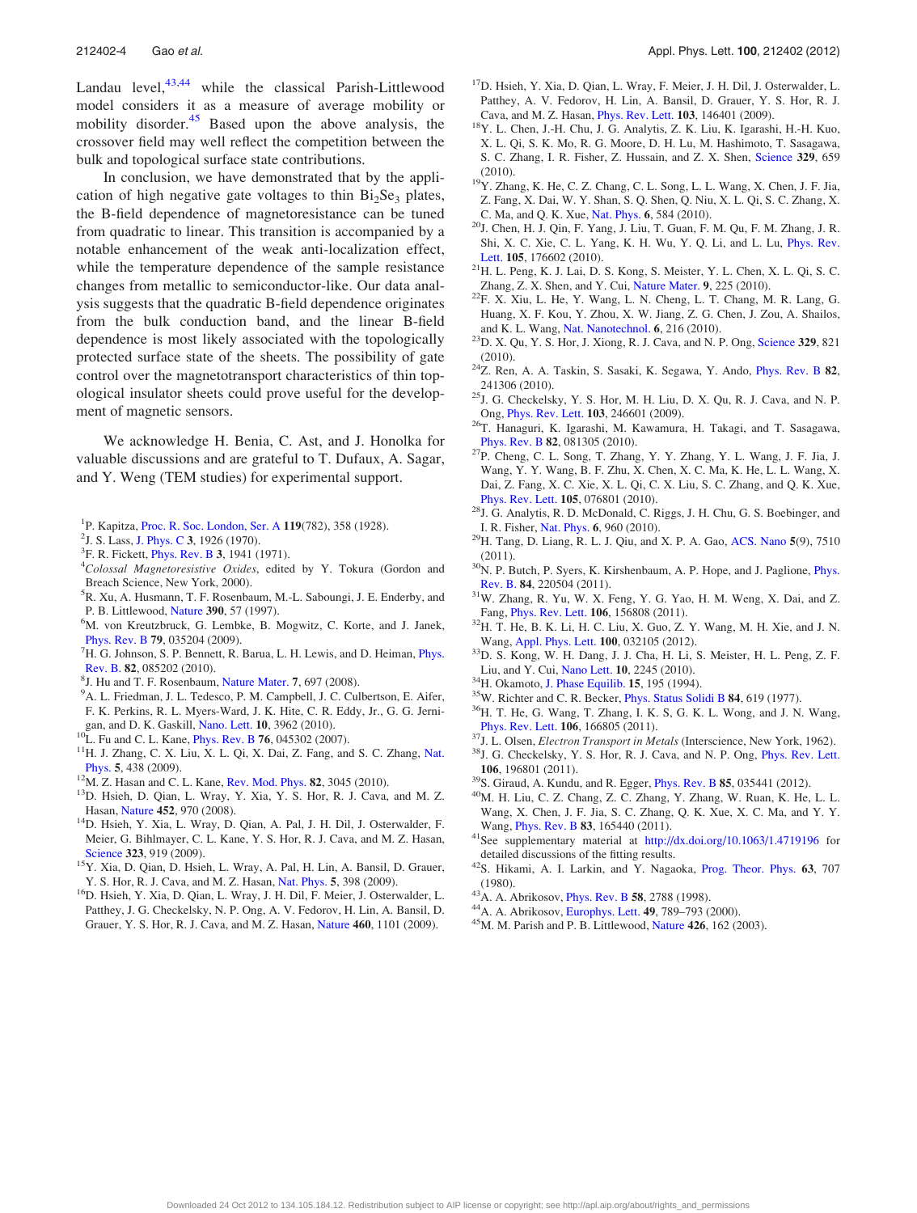Landau level,[43,44] while the classical Parish-Littlewood model considers it as a measure of average mobility or mobility disorder.[45] Based upon the above analysis, the crossover field may well reflect the competition between the bulk and topological surface state contributions.

In conclusion, we have demonstrated that by the application of high negative gate voltages to thin $Bi_2Se_3$ plates, the B-field dependence of magnetoresistance can be tuned from quadratic to linear. This transition is accompanied by a notable enhancement of the weak anti-localization effect, while the temperature dependence of the sample resistance changes from metallic to semiconductor-like. Our data analysis suggests that the quadratic B-field dependence originates from the bulk conduction band, and the linear B-field dependence is most likely associated with the topologically protected surface state of the sheets. The possibility of gate control over the magnetotransport characteristics of thin topological insulator sheets could prove useful for the development of magnetic sensors.

We acknowledge H. Benia, C. Ast, and J. Honolka for valuable discussions and are grateful to T. Dufaux, A. Sagar, and Y. Weng (TEM studies) for experimental support.

[1] P. Kapitza, Proc. R. Soc. London, Ser. A **119**(782), 358 (1928).
[2] J. S. Lass, J. Phys. C **3**, 1926 (1970).
[3] F. R. Fickett, Phys. Rev. B **3**, 1941 (1971).
[4] *Colossal Magnetoresistive Oxides*, edited by Y. Tokura (Gordon and Breach Science, New York, 2000).
[5] R. Xu, A. Husmann, T. F. Rosenbaum, M.-L. Saboungi, J. E. Enderby, and P. B. Littlewood, Nature **390**, 57 (1997).
[6] M. von Kreutzbruck, G. Lembke, B. Mogwitz, C. Korte, and J. Janek, Phys. Rev. B **79**, 035204 (2009).
[7] H. G. Johnson, S. P. Bennett, R. Barua, L. H. Lewis, and D. Heiman, Phys. Rev. B. **82**, 085202 (2010).
[8] J. Hu and T. F. Rosenbaum, Nature Mater. **7**, 697 (2008).
[9] A. L. Friedman, J. L. Tedesco, P. M. Campbell, J. C. Culbertson, E. Aifer, F. K. Perkins, R. L. Myers-Ward, J. K. Hite, C. R. Eddy, Jr., G. G. Jernigan, and D. K. Gaskill, Nano. Lett. **10**, 3962 (2010).
[10] L. Fu and C. L. Kane, Phys. Rev. B **76**, 045302 (2007).
[11] H. J. Zhang, C. X. Liu, X. L. Qi, X. Dai, Z. Fang, and S. C. Zhang, Nat. Phys. **5**, 438 (2009).
[12] M. Z. Hasan and C. L. Kane, Rev. Mod. Phys. **82**, 3045 (2010).
[13] D. Hsieh, D. Qian, L. Wray, Y. Xia, Y. S. Hor, R. J. Cava, and M. Z. Hasan, Nature **452**, 970 (2008).
[14] D. Hsieh, Y. Xia, L. Wray, D. Qian, A. Pal, J. H. Dil, J. Osterwalder, F. Meier, G. Bihlmayer, C. L. Kane, Y. S. Hor, R. J. Cava, and M. Z. Hasan, Science **323**, 919 (2009).
[15] Y. Xia, D. Qian, D. Hsieh, L. Wray, A. Pal, H. Lin, A. Bansil, D. Grauer, Y. S. Hor, R. J. Cava, and M. Z. Hasan, Nat. Phys. **5**, 398 (2009).
[16] D. Hsieh, Y. Xia, D. Qian, L. Wray, J. H. Dil, F. Meier, J. Osterwalder, L. Patthey, J. G. Checkelsky, N. P. Ong, A. V. Fedorov, H. Lin, A. Bansil, D. Grauer, Y. S. Hor, R. J. Cava, and M. Z. Hasan, Nature **460**, 1101 (2009).
[17] D. Hsieh, Y. Xia, D. Qian, L. Wray, F. Meier, J. H. Dil, J. Osterwalder, L. Patthey, A. V. Fedorov, H. Lin, A. Bansil, D. Grauer, Y. S. Hor, R. J. Cava, and M. Z. Hasan, Phys. Rev. Lett. **103**, 146401 (2009).
[18] Y. L. Chen, J.-H. Chu, J. G. Analytis, Z. K. Liu, K. Igarashi, H.-H. Kuo, X. L. Qi, S. K. Mo, R. G. Moore, D. H. Lu, M. Hashimoto, T. Sasagawa, S. C. Zhang, I. R. Fisher, Z. Hussain, and Z. X. Shen, Science **329**, 659 (2010).
[19] Y. Zhang, K. He, C. Z. Chang, C. L. Song, L. L. Wang, X. Chen, J. F. Jia, Z. Fang, X. Dai, W. Y. Shan, S. Q. Shen, Q. Niu, X. L. Qi, S. C. Zhang, X. C. Ma, and Q. K. Xue, Nat. Phys. **6**, 584 (2010).
[20] J. Chen, H. J. Qin, F. Yang, J. Liu, T. Guan, F. M. Qu, G. H. Zhang, J. R. Shi, X. C. Xie, C. L. Yang, K. H. Wu, Y. Q. Li, and L. Lu, Phys. Rev. Lett. **105**, 176602 (2010).
[21] H. L. Peng, K. J. Lai, D. S. Kong, S. Meister, Y. L. Chen, X. L. Qi, S. C. Zhang, Z. X. Shen, and Y. Cui, Nature Mater. **9**, 225 (2010).
[22] F. X. Xiu, L. He, Y. Wang, L. N. Cheng, L. T. Chang, M. R. Lang, G. Huang, X. F. Kou, Y. Zhou, X. W. Jiang, Z. G. Chen, J. Zou, A. Shailos, and K. L. Wang, Nat. Nanotechnol. **6**, 216 (2010).
[23] D. X. Qu, Y. S. Hor, J. Xiong, R. J. Cava, and N. P. Ong, Science **329**, 821 (2010).
[24] Z. Ren, A. A. Taskin, S. Sasaki, K. Segawa, Y. Ando, Phys. Rev. B **82**, 241306 (2010).
[25] J. G. Checkelsky, Y. S. Hor, M. H. Liu, D. X. Qu, R. J. Cava, and N. P. Ong, Phys. Rev. Lett. **103**, 246601 (2009).
[26] T. Hanaguri, K. Igarashi, M. Kawamura, H. Takagi, and T. Sasagawa, Phys. Rev. B **82**, 081305 (2010).
[27] P. Cheng, C. L. Song, T. Zhang, Y. Y. Zhang, Y. L. Wang, J. F. Jia, J. Wang, Y. Y. Wang, B. F. Zhu, X. Chen, X. C. Ma, K. He, L. L. Wang, X. Dai, Z. Fang, X. C. Xie, X. L. Qi, C. X. Liu, S. C. Zhang, and Q. K. Xue, Phys. Rev. Lett. **105**, 076801 (2010).
[28] J. G. Analytis, R. D. McDonald, C. Riggs, J. H. Chu, G. S. Boebinger, and I. R. Fisher, Nat. Phys. **6**, 960 (2010).
[29] H. Tang, D. Liang, R. L. J. Qiu, and X. P. A. Gao, ACS. Nano **5**(9), 7510 (2011).
[30] N. P. Butch, P. Syers, K. Kirshenbaum, A. P. Hope, and J. Paglione, Phys. Rev. B. **84**, 220504 (2011).
[31] W. Zhang, R. Yu, W. X. Feng, Y. G. Yao, H. M. Weng, X. Dai, and Z. Fang, Phys. Rev. Lett. **106**, 156808 (2011).
[32] H. T. He, B. K. Li, H. C. Liu, X. Guo, Z. Y. Wang, M. H. Xie, and J. N. Wang, Appl. Phys. Lett. **100**, 032105 (2012).
[33] D. S. Kong, W. H. Dang, J. J. Cha, H. Li, S. Meister, H. L. Peng, Z. F. Liu, and Y. Cui, Nano Lett. **10**, 2245 (2010).
[34] H. Okamoto, J. Phase Equilib. **15**, 195 (1994).
[35] W. Richter and C. R. Becker, Phys. Status Solidi B **84**, 619 (1977).
[36] H. T. He, G. Wang, T. Zhang, I. K. S, G. K. L. Wong, and J. N. Wang, Phys. Rev. Lett. **106**, 166805 (2011).
[37] J. L. Olsen, *Electron Transport in Metals* (Interscience, New York, 1962).
[38] J. G. Checkelsky, Y. S. Hor, R. J. Cava, and N. P. Ong, Phys. Rev. Lett. **106**, 196801 (2011).
[39] S. Giraud, A. Kundu, and R. Egger, Phys. Rev. B **85**, 035441 (2012).
[40] M. H. Liu, C. Z. Chang, Z. C. Zhang, Y. Zhang, W. Ruan, K. He, L. L. Wang, X. Chen, J. F. Jia, S. C. Zhang, Q. K. Xue, X. C. Ma, and Y. Y. Wang, Phys. Rev. B **83**, 165440 (2011).
[41] See supplementary material at http://dx.doi.org/10.1063/1.4719196 for detailed discussions of the fitting results.
[42] S. Hikami, A. I. Larkin, and Y. Nagaoka, Prog. Theor. Phys. **63**, 707 (1980).
[43] A. A. Abrikosov, Phys. Rev. B **58**, 2788 (1998).
[44] A. A. Abrikosov, Europhys. Lett. **49**, 789–793 (2000).
[45] M. M. Parish and P. B. Littlewood, Nature **426**, 162 (2003).